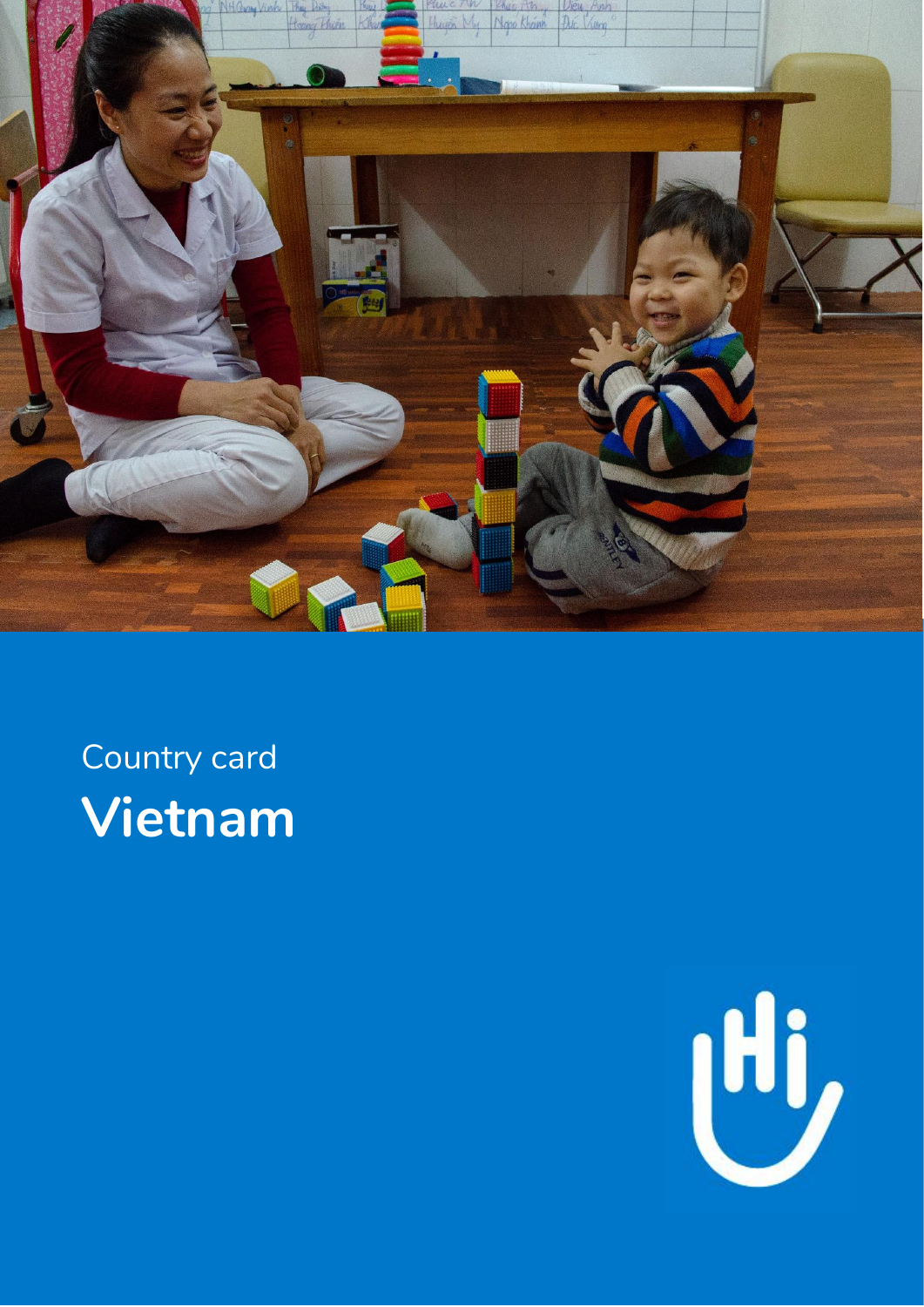Country card

# Vietnam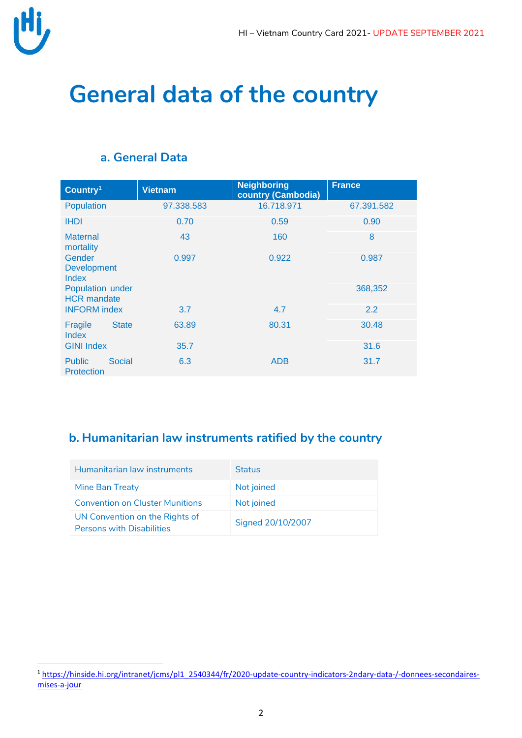# General data of the country

## a. General Data

| Country[1] | Vietnam | Neighboring country (Cambodia) | France |
|---|---|---|---|
| Population | 97.338.583 | 16.718.971 | 67.391.582 |
| IHDI | 0.70 | 0.59 | 0.90 |
| Maternal mortality | 43 | 160 | 8 |
| Gender Development Index | 0.997 | 0.922 | 0.987 |
| Population under HCR mandate | | | 368,352 |
| INFORM index | 3.7 | 4.7 | 2.2 |
| Fragile State Index | 63.89 | 80.31 | 30.48 |
| GINI Index | 35.7 | | 31.6 |
| Public Social Protection | 6.3 | ADB | 31.7 |

## b. Humanitarian law instruments ratified by the country

| Humanitarian law instruments | Status |
|---|---|
| Mine Ban Treaty | Not joined |
| Convention on Cluster Munitions | Not joined |
| UN Convention on the Rights of Persons with Disabilities | Signed 20/10/2007 |

[1] https://hinside.hi.org/intranet/jcms/pl1_2540344/fr/2020-update-country-indicators-2ndary-data-/-donnees-secondaires-mises-a-jour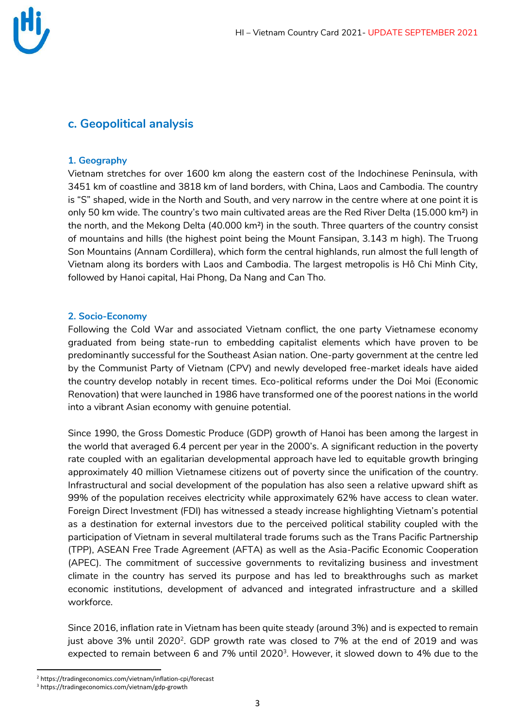## c. Geopolitical analysis

### 1. Geography

Vietnam stretches for over 1600 km along the eastern cost of the Indochinese Peninsula, with 3451 km of coastline and 3818 km of land borders, with China, Laos and Cambodia. The country is "S" shaped, wide in the North and South, and very narrow in the centre where at one point it is only 50 km wide. The country's two main cultivated areas are the Red River Delta (15.000 km²) in the north, and the Mekong Delta (40.000 km²) in the south. Three quarters of the country consist of mountains and hills (the highest point being the Mount Fansipan, 3.143 m high). The Truong Son Mountains (Annam Cordillera), which form the central highlands, run almost the full length of Vietnam along its borders with Laos and Cambodia. The largest metropolis is Hô Chi Minh City, followed by Hanoi capital, Hai Phong, Da Nang and Can Tho.

### 2. Socio-Economy

Following the Cold War and associated Vietnam conflict, the one party Vietnamese economy graduated from being state-run to embedding capitalist elements which have proven to be predominantly successful for the Southeast Asian nation. One-party government at the centre led by the Communist Party of Vietnam (CPV) and newly developed free-market ideals have aided the country develop notably in recent times. Eco-political reforms under the Doi Moi (Economic Renovation) that were launched in 1986 have transformed one of the poorest nations in the world into a vibrant Asian economy with genuine potential.

Since 1990, the Gross Domestic Produce (GDP) growth of Hanoi has been among the largest in the world that averaged 6.4 percent per year in the 2000's. A significant reduction in the poverty rate coupled with an egalitarian developmental approach have led to equitable growth bringing approximately 40 million Vietnamese citizens out of poverty since the unification of the country. Infrastructural and social development of the population has also seen a relative upward shift as 99% of the population receives electricity while approximately 62% have access to clean water. Foreign Direct Investment (FDI) has witnessed a steady increase highlighting Vietnam's potential as a destination for external investors due to the perceived political stability coupled with the participation of Vietnam in several multilateral trade forums such as the Trans Pacific Partnership (TPP), ASEAN Free Trade Agreement (AFTA) as well as the Asia-Pacific Economic Cooperation (APEC). The commitment of successive governments to revitalizing business and investment climate in the country has served its purpose and has led to breakthroughs such as market economic institutions, development of advanced and integrated infrastructure and a skilled workforce.

Since 2016, inflation rate in Vietnam has been quite steady (around 3%) and is expected to remain just above 3% until 2020[2]. GDP growth rate was closed to 7% at the end of 2019 and was expected to remain between 6 and 7% until 2020[3]. However, it slowed down to 4% due to the

[2] https://tradingeconomics.com/vietnam/inflation-cpi/forecast
[3] https://tradingeconomics.com/vietnam/gdp-growth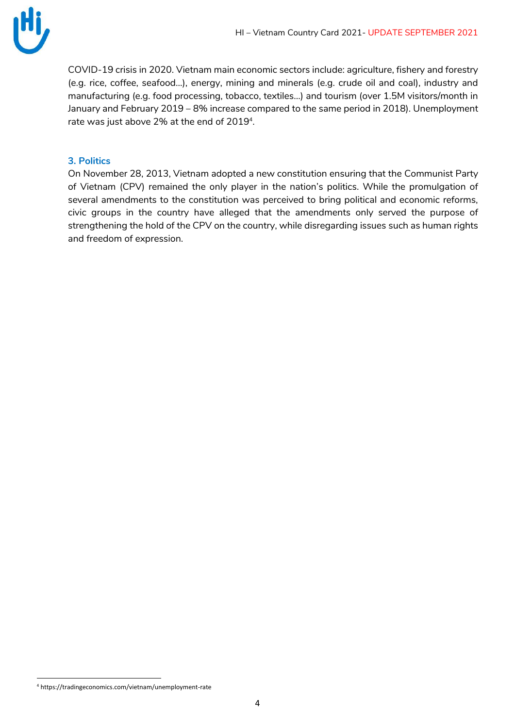COVID-19 crisis in 2020. Vietnam main economic sectors include: agriculture, fishery and forestry (e.g. rice, coffee, seafood…), energy, mining and minerals (e.g. crude oil and coal), industry and manufacturing (e.g. food processing, tobacco, textiles…) and tourism (over 1.5M visitors/month in January and February 2019 – 8% increase compared to the same period in 2018). Unemployment rate was just above 2% at the end of 2019[4].

### 3. Politics

On November 28, 2013, Vietnam adopted a new constitution ensuring that the Communist Party of Vietnam (CPV) remained the only player in the nation's politics. While the promulgation of several amendments to the constitution was perceived to bring political and economic reforms, civic groups in the country have alleged that the amendments only served the purpose of strengthening the hold of the CPV on the country, while disregarding issues such as human rights and freedom of expression.

[4] https://tradingeconomics.com/vietnam/unemployment-rate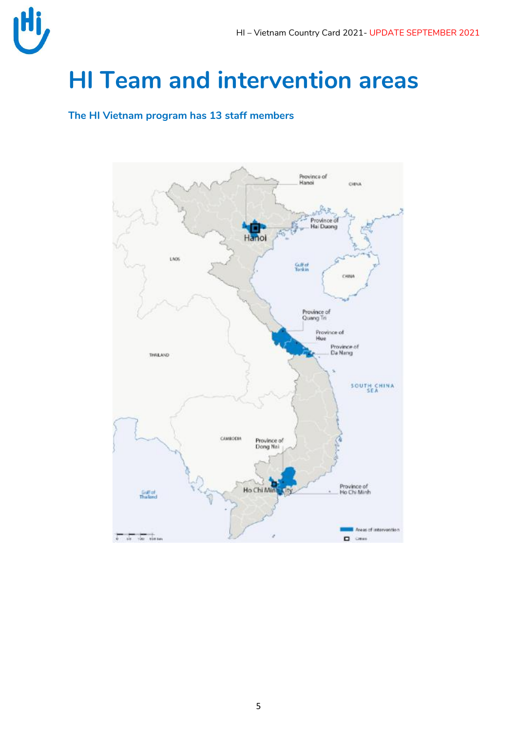# HI Team and intervention areas

**The HI Vietnam program has 13 staff members**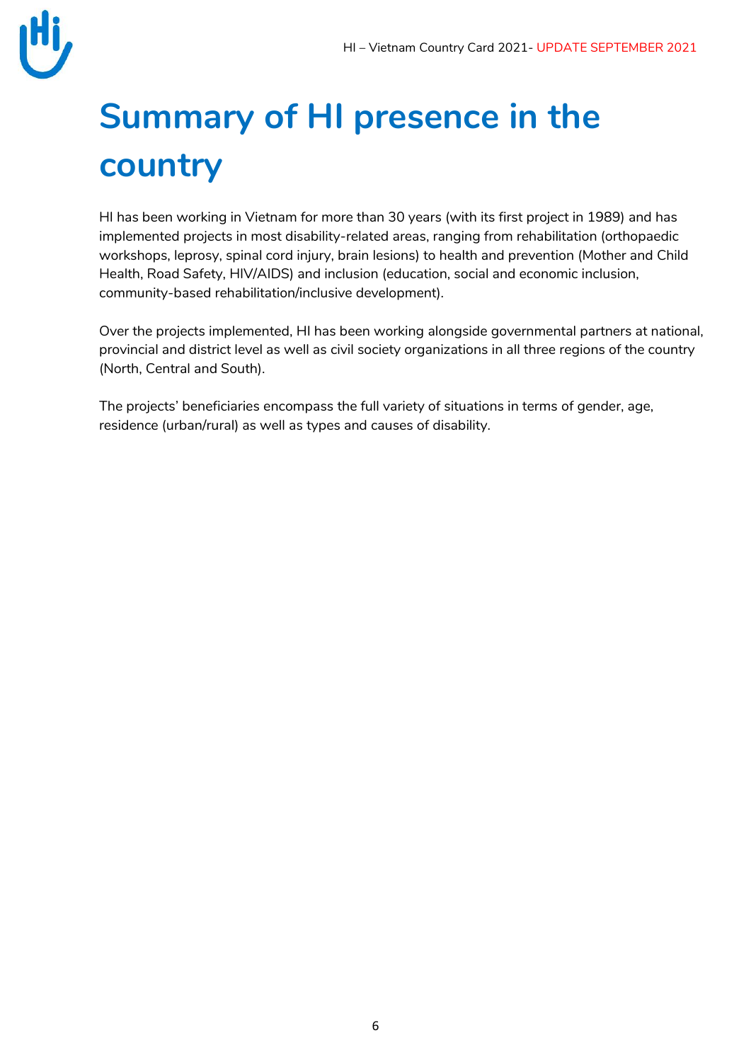# Summary of HI presence in the country

HI has been working in Vietnam for more than 30 years (with its first project in 1989) and has implemented projects in most disability-related areas, ranging from rehabilitation (orthopaedic workshops, leprosy, spinal cord injury, brain lesions) to health and prevention (Mother and Child Health, Road Safety, HIV/AIDS) and inclusion (education, social and economic inclusion, community-based rehabilitation/inclusive development).

Over the projects implemented, HI has been working alongside governmental partners at national, provincial and district level as well as civil society organizations in all three regions of the country (North, Central and South).

The projects' beneficiaries encompass the full variety of situations in terms of gender, age, residence (urban/rural) as well as types and causes of disability.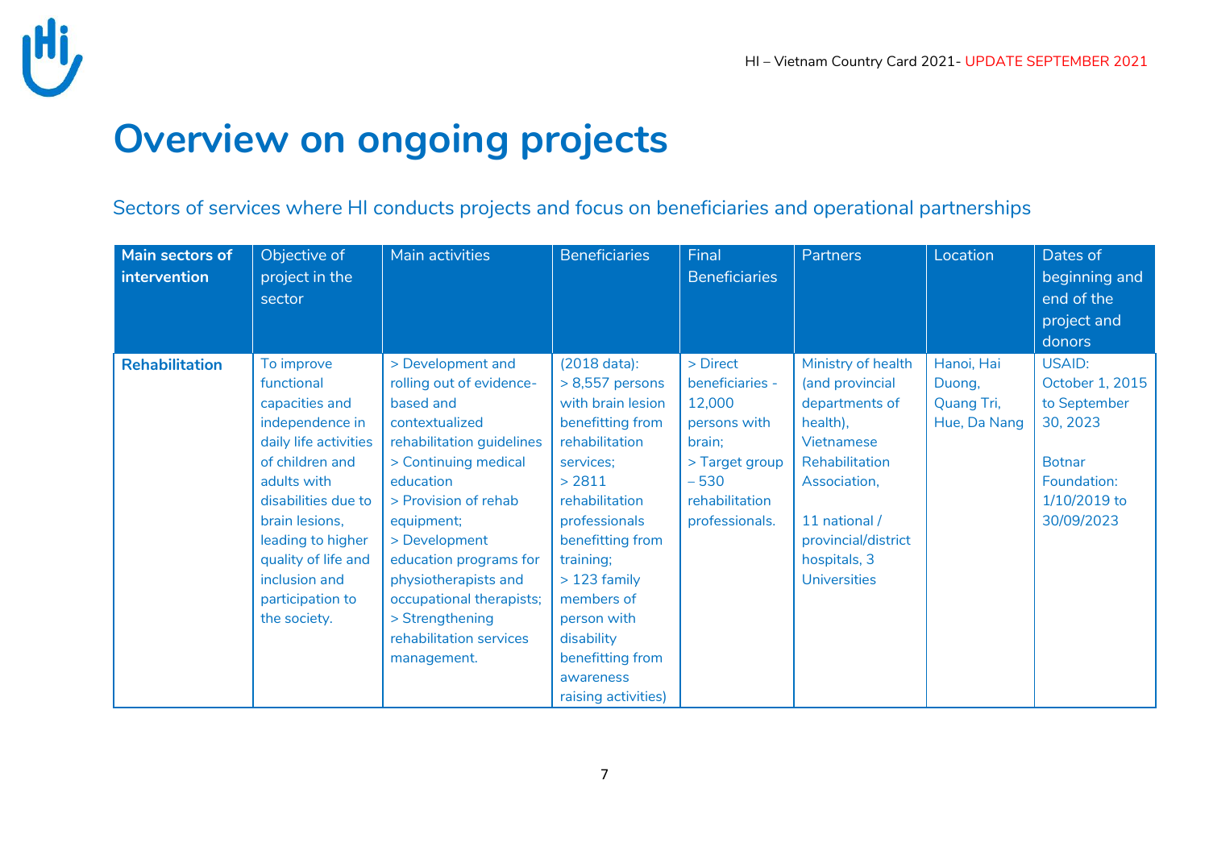# Overview on ongoing projects

Sectors of services where HI conducts projects and focus on beneficiaries and operational partnerships

| Main sectors of intervention | Objective of project in the sector | Main activities | Beneficiaries | Final Beneficiaries | Partners | Location | Dates of beginning and end of the project and donors |
|---|---|---|---|---|---|---|---|
| **Rehabilitation** | To improve functional capacities and independence in daily life activities of children and adults with disabilities due to brain lesions, leading to higher quality of life and inclusion and participation to the society. | > Development and rolling out of evidence-based and contextualized rehabilitation guidelines<br>> Continuing medical education<br>> Provision of rehab equipment;<br>> Development education programs for physiotherapists and occupational therapists;<br>> Strengthening rehabilitation services management. | (2018 data):<br>> 8,557 persons with brain lesion benefitting from rehabilitation services;<br>> 2811 rehabilitation professionals benefitting from training;<br>> 123 family members of person with disability benefitting from awareness raising activities) | > Direct beneficiaries - 12,000 persons with brain;<br>> Target group – 530 rehabilitation professionals. | Ministry of health (and provincial departments of health), Vietnamese Rehabilitation Association,<br><br>11 national / provincial/district hospitals, 3 Universities | Hanoi, Hai Duong, Quang Tri, Hue, Da Nang | USAID: October 1, 2015 to September 30, 2023<br><br>Botnar Foundation: 1/10/2019 to 30/09/2023 |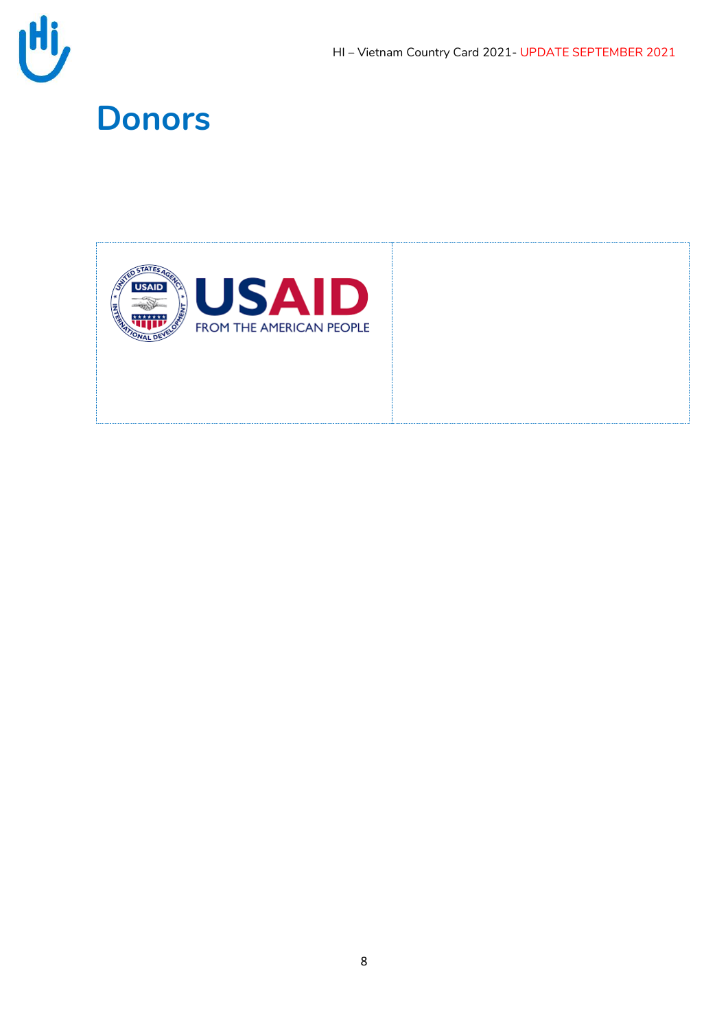# Donors

| | |
|---|---|
| USAID FROM THE AMERICAN PEOPLE | |